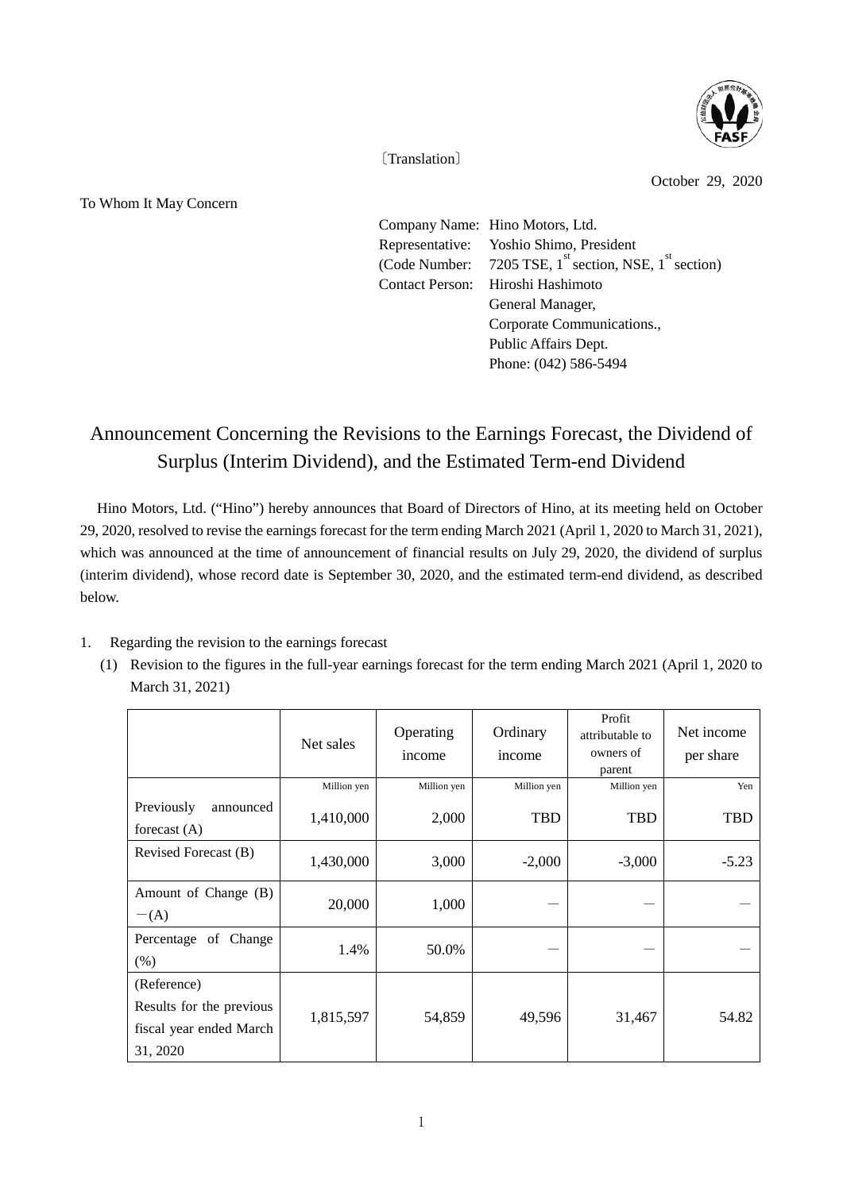〔Translation〕

October 29, 2020

To Whom It May Concern

Company Name: Hino Motors, Ltd.
Representative: Yoshio Shimo, President
(Code Number: 7205 TSE, 1st section, NSE, 1st section)
Contact Person: Hiroshi Hashimoto
General Manager,
Corporate Communications.,
Public Affairs Dept.
Phone: (042) 586-5494

# Announcement Concerning the Revisions to the Earnings Forecast, the Dividend of Surplus (Interim Dividend), and the Estimated Term-end Dividend

Hino Motors, Ltd. ("Hino") hereby announces that Board of Directors of Hino, at its meeting held on October 29, 2020, resolved to revise the earnings forecast for the term ending March 2021 (April 1, 2020 to March 31, 2021), which was announced at the time of announcement of financial results on July 29, 2020, the dividend of surplus (interim dividend), whose record date is September 30, 2020, and the estimated term-end dividend, as described below.

1. Regarding the revision to the earnings forecast
   (1) Revision to the figures in the full-year earnings forecast for the term ending March 2021 (April 1, 2020 to March 31, 2021)

| | Net sales | Operating income | Ordinary income | Profit attributable to owners of parent | Net income per share |
|---|---|---|---|---|---|
| | Million yen | Million yen | Million yen | Million yen | Yen |
| Previously announced forecast (A) | 1,410,000 | 2,000 | TBD | TBD | TBD |
| Revised Forecast (B) | 1,430,000 | 3,000 | -2,000 | -3,000 | -5.23 |
| Amount of Change (B) −(A) | 20,000 | 1,000 | ― | ― | ― |
| Percentage of Change (%) | 1.4% | 50.0% | ― | ― | ― |
| (Reference) Results for the previous fiscal year ended March 31, 2020 | 1,815,597 | 54,859 | 49,596 | 31,467 | 54.82 |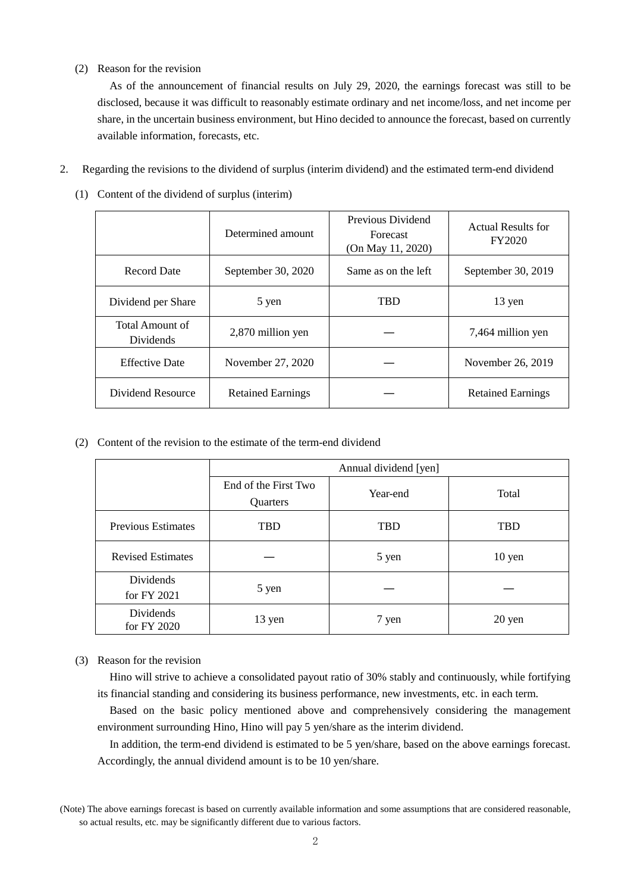(2) Reason for the revision

As of the announcement of financial results on July 29, 2020, the earnings forecast was still to be disclosed, because it was difficult to reasonably estimate ordinary and net income/loss, and net income per share, in the uncertain business environment, but Hino decided to announce the forecast, based on currently available information, forecasts, etc.

2. Regarding the revisions to the dividend of surplus (interim dividend) and the estimated term-end dividend

(1) Content of the dividend of surplus (interim)

| | Determined amount | Previous Dividend Forecast (On May 11, 2020) | Actual Results for FY2020 |
|---|---|---|---|
| Record Date | September 30, 2020 | Same as on the left | September 30, 2019 |
| Dividend per Share | 5 yen | TBD | 13 yen |
| Total Amount of Dividends | 2,870 million yen | — | 7,464 million yen |
| Effective Date | November 27, 2020 | — | November 26, 2019 |
| Dividend Resource | Retained Earnings | — | Retained Earnings |

(2) Content of the revision to the estimate of the term-end dividend

| | Annual dividend [yen] | | |
|---|---|---|---|
| | End of the First Two Quarters | Year-end | Total |
| Previous Estimates | TBD | TBD | TBD |
| Revised Estimates | — | 5 yen | 10 yen |
| Dividends for FY 2021 | 5 yen | — | — |
| Dividends for FY 2020 | 13 yen | 7 yen | 20 yen |

(3) Reason for the revision

Hino will strive to achieve a consolidated payout ratio of 30% stably and continuously, while fortifying its financial standing and considering its business performance, new investments, etc. in each term.

Based on the basic policy mentioned above and comprehensively considering the management environment surrounding Hino, Hino will pay 5 yen/share as the interim dividend.

In addition, the term-end dividend is estimated to be 5 yen/share, based on the above earnings forecast. Accordingly, the annual dividend amount is to be 10 yen/share.

(Note) The above earnings forecast is based on currently available information and some assumptions that are considered reasonable, so actual results, etc. may be significantly different due to various factors.